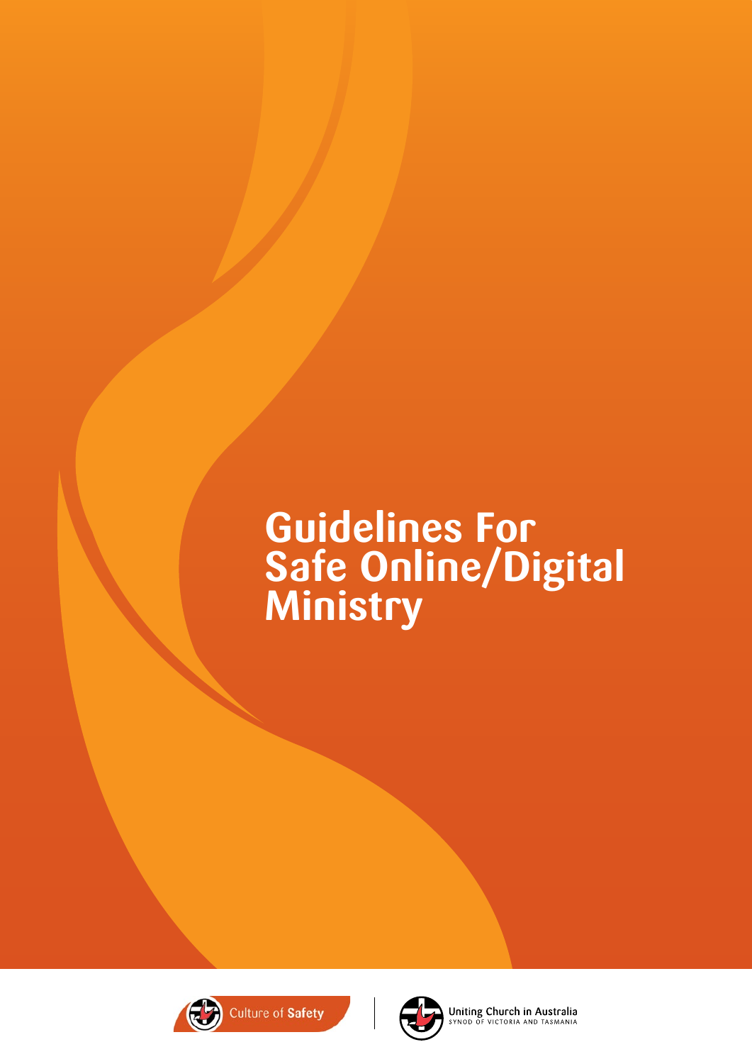# Guidelines For Safe Online/Digital Ministry

Culture of **Safety**

Uniting Church in Australia
SYNOD OF VICTORIA AND TASMANIA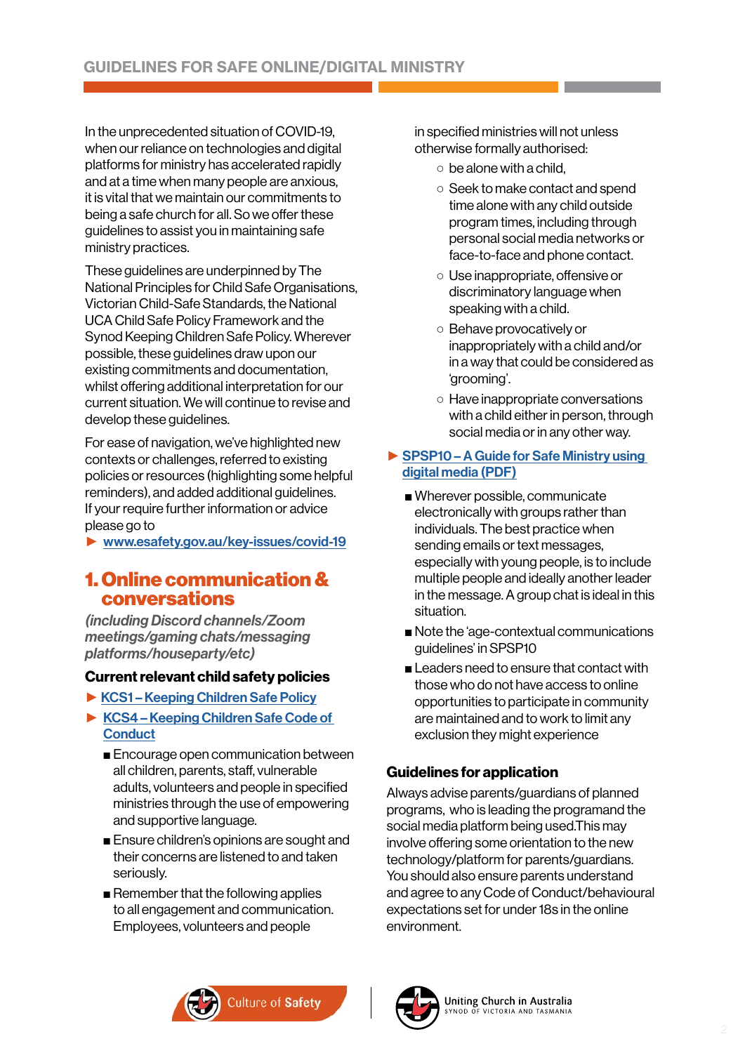In the unprecedented situation of COVID-19, when our reliance on technologies and digital platforms for ministry has accelerated rapidly and at a time when many people are anxious, it is vital that we maintain our commitments to being a safe church for all. So we offer these guidelines to assist you in maintaining safe ministry practices.

These guidelines are underpinned by The National Principles for Child Safe Organisations, Victorian Child-Safe Standards, the National UCA Child Safe Policy Framework and the Synod Keeping Children Safe Policy. Wherever possible, these guidelines draw upon our existing commitments and documentation, whilst offering additional interpretation for our current situation. We will continue to revise and develop these guidelines.

For ease of navigation, we've highlighted new contexts or challenges, referred to existing policies or resources (highlighting some helpful reminders), and added additional guidelines. If your require further information or advice please go to

► www.esafety.gov.au/key-issues/covid-19

## 1. Online communication & conversations

*(including Discord channels/Zoom meetings/gaming chats/messaging platforms/houseparty/etc)*

### Current relevant child safety policies

► KCS1 – Keeping Children Safe Policy

► KCS4 – Keeping Children Safe Code of Conduct

- Encourage open communication between all children, parents, staff, vulnerable adults, volunteers and people in specified ministries through the use of empowering and supportive language.
- Ensure children's opinions are sought and their concerns are listened to and taken seriously.
- Remember that the following applies to all engagement and communication. Employees, volunteers and people in specified ministries will not unless otherwise formally authorised:
  - be alone with a child,
  - Seek to make contact and spend time alone with any child outside program times, including through personal social media networks or face-to-face and phone contact.
  - Use inappropriate, offensive or discriminatory language when speaking with a child.
  - Behave provocatively or inappropriately with a child and/or in a way that could be considered as 'grooming'.
  - Have inappropriate conversations with a child either in person, through social media or in any other way.

► SPSP10 – A Guide for Safe Ministry using digital media (PDF)

- Wherever possible, communicate electronically with groups rather than individuals. The best practice when sending emails or text messages, especially with young people, is to include multiple people and ideally another leader in the message. A group chat is ideal in this situation.
- Note the 'age-contextual communications guidelines' in SPSP10
- Leaders need to ensure that contact with those who do not have access to online opportunities to participate in community are maintained and to work to limit any exclusion they might experience

### Guidelines for application

Always advise parents/guardians of planned programs, who is leading the programand the social media platform being used.This may involve offering some orientation to the new technology/platform for parents/guardians. You should also ensure parents understand and agree to any Code of Conduct/behavioural expectations set for under 18s in the online environment.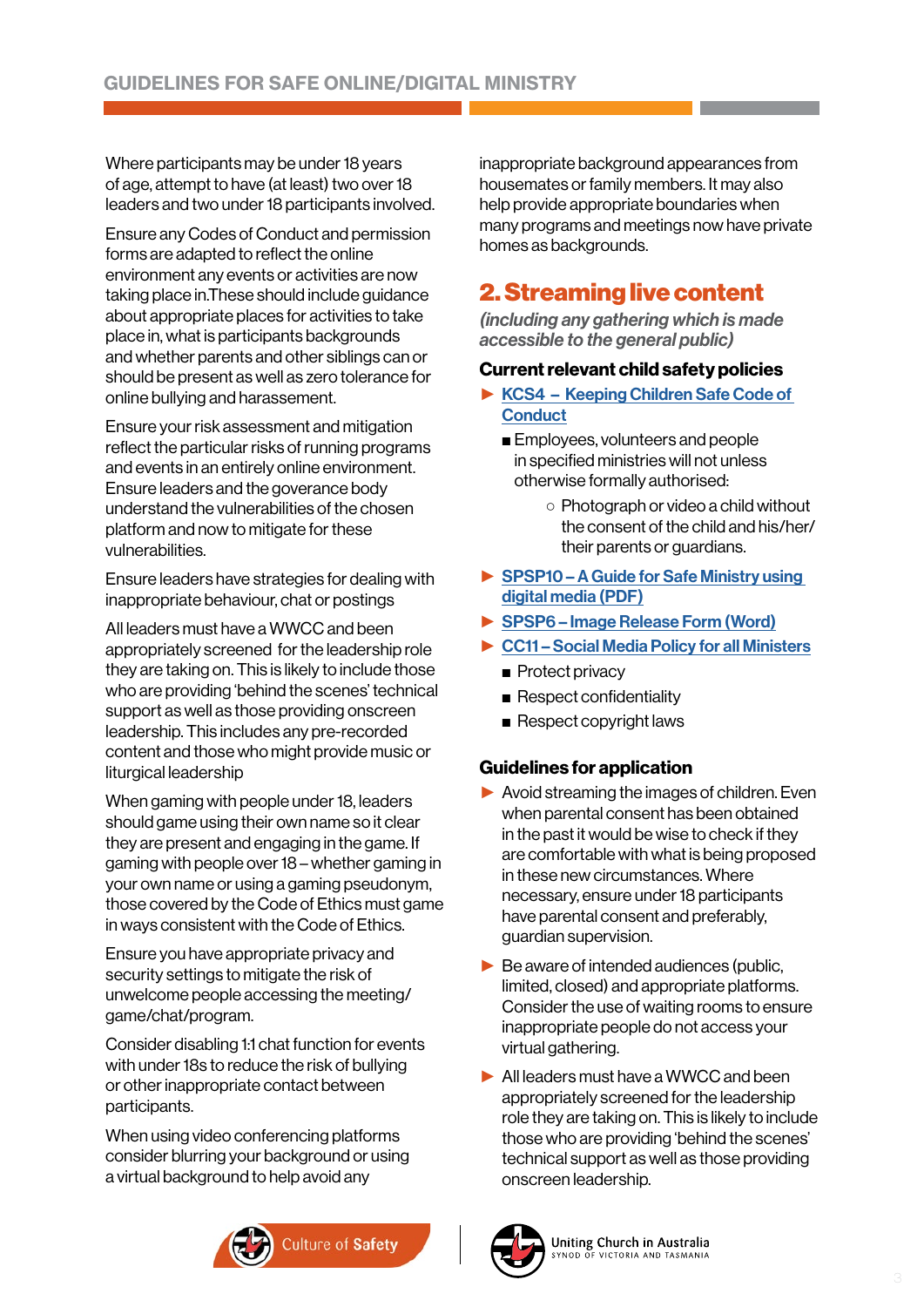Where participants may be under 18 years of age, attempt to have (at least) two over 18 leaders and two under 18 participants involved.

Ensure any Codes of Conduct and permission forms are adapted to reflect the online environment any events or activities are now taking place in.These should include guidance about appropriate places for activities to take place in, what is participants backgrounds and whether parents and other siblings can or should be present as well as zero tolerance for online bullying and harassement.

Ensure your risk assessment and mitigation reflect the particular risks of running programs and events in an entirely online environment. Ensure leaders and the goverance body understand the vulnerabilities of the chosen platform and now to mitigate for these vulnerabilities.

Ensure leaders have strategies for dealing with inappropriate behaviour, chat or postings

All leaders must have a WWCC and been appropriately screened for the leadership role they are taking on. This is likely to include those who are providing 'behind the scenes' technical support as well as those providing onscreen leadership. This includes any pre-recorded content and those who might provide music or liturgical leadership

When gaming with people under 18, leaders should game using their own name so it clear they are present and engaging in the game. If gaming with people over 18 – whether gaming in your own name or using a gaming pseudonym, those covered by the Code of Ethics must game in ways consistent with the Code of Ethics.

Ensure you have appropriate privacy and security settings to mitigate the risk of unwelcome people accessing the meeting/game/chat/program.

Consider disabling 1:1 chat function for events with under 18s to reduce the risk of bullying or other inappropriate contact between participants.

When using video conferencing platforms consider blurring your background or using a virtual background to help avoid any inappropriate background appearances from housemates or family members. It may also help provide appropriate boundaries when many programs and meetings now have private homes as backgrounds.

## 2. Streaming live content

*(including any gathering which is made accessible to the general public)*

### Current relevant child safety policies

- KCS4 – Keeping Children Safe Code of Conduct
  - Employees, volunteers and people in specified ministries will not unless otherwise formally authorised:
    - Photograph or video a child without the consent of the child and his/her/their parents or guardians.
- SPSP10 – A Guide for Safe Ministry using digital media (PDF)
- SPSP6 – Image Release Form (Word)
- CC11 – Social Media Policy for all Ministers
  - Protect privacy
  - Respect confidentiality
  - Respect copyright laws

### Guidelines for application

- Avoid streaming the images of children. Even when parental consent has been obtained in the past it would be wise to check if they are comfortable with what is being proposed in these new circumstances. Where necessary, ensure under 18 participants have parental consent and preferably, guardian supervision.
- Be aware of intended audiences (public, limited, closed) and appropriate platforms. Consider the use of waiting rooms to ensure inappropriate people do not access your virtual gathering.
- All leaders must have a WWCC and been appropriately screened for the leadership role they are taking on. This is likely to include those who are providing 'behind the scenes' technical support as well as those providing onscreen leadership.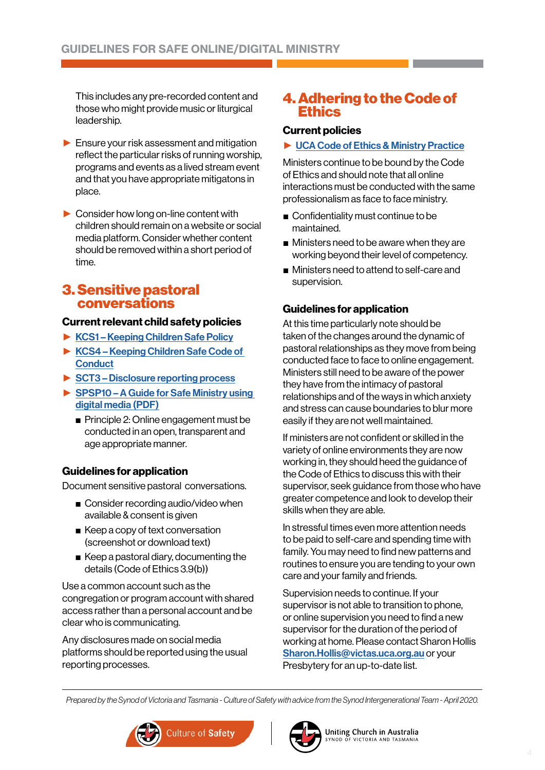This includes any pre-recorded content and those who might provide music or liturgical leadership.

- Ensure your risk assessment and mitigation reflect the particular risks of running worship, programs and events as a lived stream event and that you have appropriate mitigatons in place.
- Consider how long on-line content with children should remain on a website or social media platform. Consider whether content should be removed within a short period of time.

## 3. Sensitive pastoral conversations

### Current relevant child safety policies

- KCS1 – Keeping Children Safe Policy
- KCS4 – Keeping Children Safe Code of Conduct
- SCT3 – Disclosure reporting process
- SPSP10 – A Guide for Safe Ministry using digital media (PDF)
  - Principle 2: Online engagement must be conducted in an open, transparent and age appropriate manner.

### Guidelines for application

Document sensitive pastoral conversations.

- Consider recording audio/video when available & consent is given
- Keep a copy of text conversation (screenshot or download text)
- Keep a pastoral diary, documenting the details (Code of Ethics 3.9(b))

Use a common account such as the congregation or program account with shared access rather than a personal account and be clear who is communicating.

Any disclosures made on social media platforms should be reported using the usual reporting processes.

## 4. Adhering to the Code of Ethics

### Current policies

- UCA Code of Ethics & Ministry Practice

Ministers continue to be bound by the Code of Ethics and should note that all online interactions must be conducted with the same professionalism as face to face ministry.

- Confidentiality must continue to be maintained.
- Ministers need to be aware when they are working beyond their level of competency.
- Ministers need to attend to self-care and supervision.

### Guidelines for application

At this time particularly note should be taken of the changes around the dynamic of pastoral relationships as they move from being conducted face to face to online engagement. Ministers still need to be aware of the power they have from the intimacy of pastoral relationships and of the ways in which anxiety and stress can cause boundaries to blur more easily if they are not well maintained.

If ministers are not confident or skilled in the variety of online environments they are now working in, they should heed the guidance of the Code of Ethics to discuss this with their supervisor, seek guidance from those who have greater competence and look to develop their skills when they are able.

In stressful times even more attention needs to be paid to self-care and spending time with family. You may need to find new patterns and routines to ensure you are tending to your own care and your family and friends.

Supervision needs to continue. If your supervisor is not able to transition to phone, or online supervision you need to find a new supervisor for the duration of the period of working at home. Please contact Sharon Hollis Sharon.Hollis@victas.uca.org.au or your Presbytery for an up-to-date list.

*Prepared by the Synod of Victoria and Tasmania - Culture of Safety with advice from the Synod Intergenerational Team - April 2020.*

Culture of Safety

Uniting Church in Australia
SYNOD OF VICTORIA AND TASMANIA